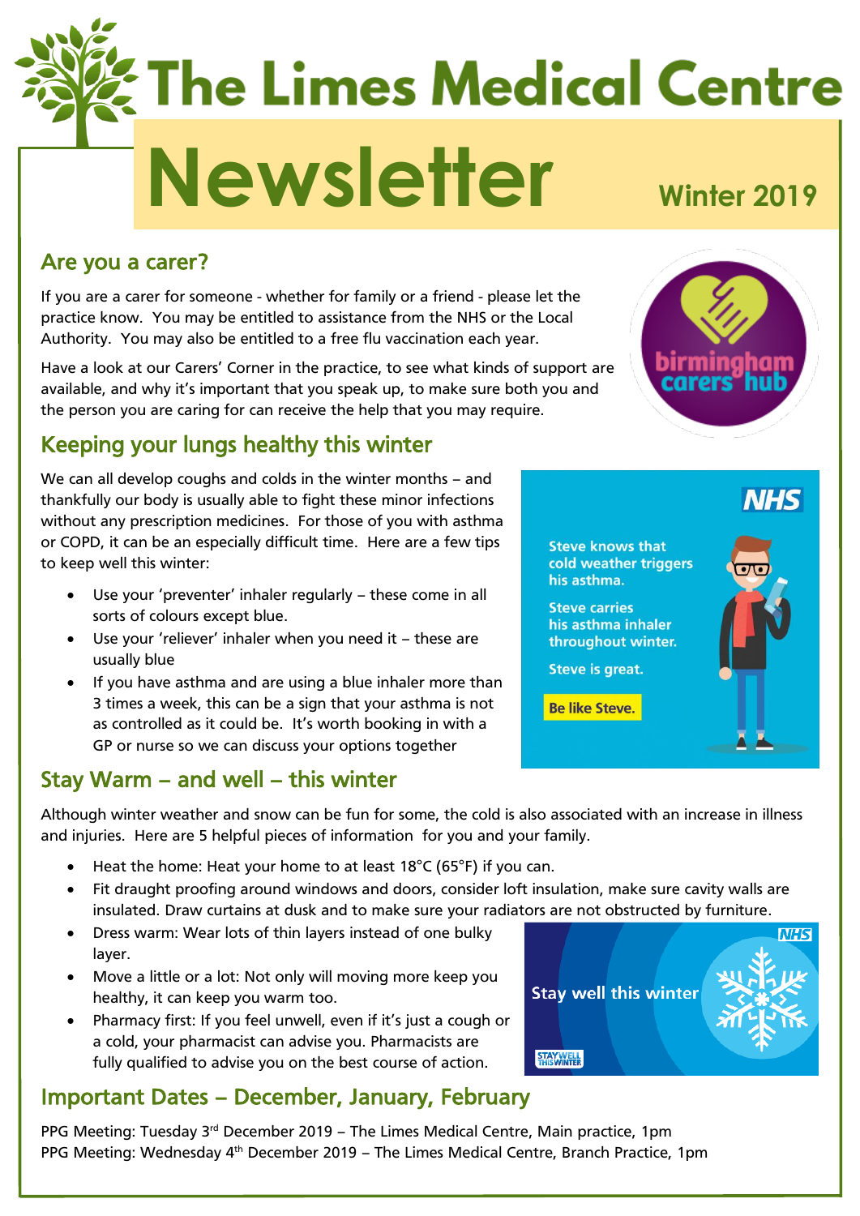# The Limes Medical Centre

# Newsletter

Winter 2019

## Are you a carer?

If you are a carer for someone - whether for family or a friend - please let the practice know. You may be entitled to assistance from the NHS or the Local Authority. You may also be entitled to a free flu vaccination each year.

Have a look at our Carers' Corner in the practice, to see what kinds of support are available, and why it's important that you speak up, to make sure both you and the person you are caring for can receive the help that you may require.

birmingham carers hub

## Keeping your lungs healthy this winter

We can all develop coughs and colds in the winter months – and thankfully our body is usually able to fight these minor infections without any prescription medicines. For those of you with asthma or COPD, it can be an especially difficult time. Here are a few tips to keep well this winter:

- Use your 'preventer' inhaler regularly – these come in all sorts of colours except blue.
- Use your 'reliever' inhaler when you need it – these are usually blue
- If you have asthma and are using a blue inhaler more than 3 times a week, this can be a sign that your asthma is not as controlled as it could be. It's worth booking in with a GP or nurse so we can discuss your options together

NHS

Steve knows that cold weather triggers his asthma.

Steve carries his asthma inhaler throughout winter.

Steve is great.

Be like Steve.

## Stay Warm – and well – this winter

Although winter weather and snow can be fun for some, the cold is also associated with an increase in illness and injuries. Here are 5 helpful pieces of information for you and your family.

- Heat the home: Heat your home to at least 18°C (65°F) if you can.
- Fit draught proofing around windows and doors, consider loft insulation, make sure cavity walls are insulated. Draw curtains at dusk and to make sure your radiators are not obstructed by furniture.
- Dress warm: Wear lots of thin layers instead of one bulky layer.
- Move a little or a lot: Not only will moving more keep you healthy, it can keep you warm too.
- Pharmacy first: If you feel unwell, even if it's just a cough or a cold, your pharmacist can advise you. Pharmacists are fully qualified to advise you on the best course of action.

NHS

Stay well this winter

## Important Dates – December, January, February

PPG Meeting: Tuesday 3rd December 2019 – The Limes Medical Centre, Main practice, 1pm

PPG Meeting: Wednesday 4th December 2019 – The Limes Medical Centre, Branch Practice, 1pm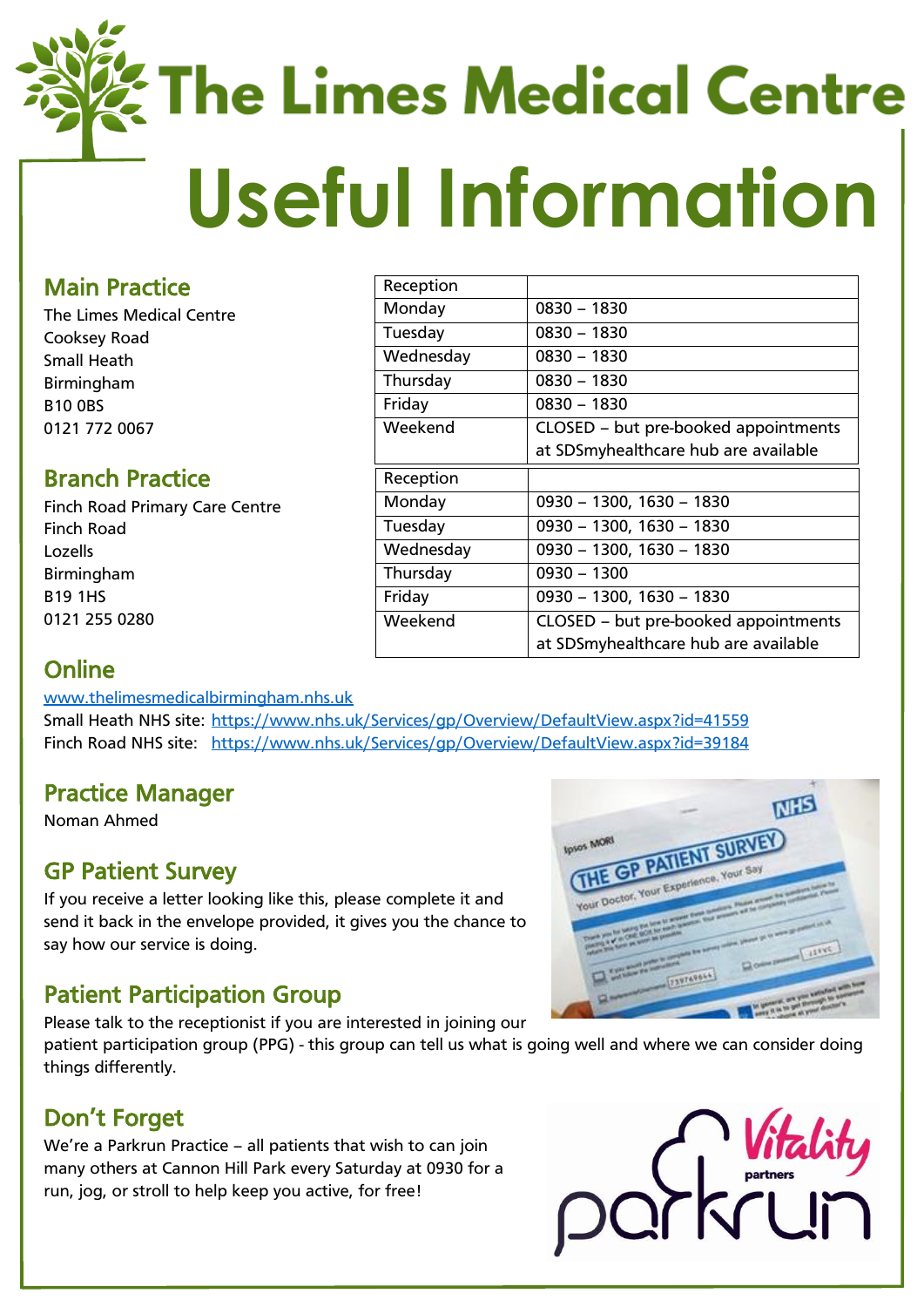# The Limes Medical Centre

# Useful Information

## Main Practice

The Limes Medical Centre
Cooksey Road
Small Heath
Birmingham
B10 0BS
0121 772 0067

| Reception | |
|---|---|
| Monday | 0830 – 1830 |
| Tuesday | 0830 – 1830 |
| Wednesday | 0830 – 1830 |
| Thursday | 0830 – 1830 |
| Friday | 0830 – 1830 |
| Weekend | CLOSED – but pre-booked appointments at SDSmyhealthcare hub are available |

## Branch Practice

Finch Road Primary Care Centre
Finch Road
Lozells
Birmingham
B19 1HS
0121 255 0280

| Reception | |
|---|---|
| Monday | 0930 – 1300, 1630 – 1830 |
| Tuesday | 0930 – 1300, 1630 – 1830 |
| Wednesday | 0930 – 1300, 1630 – 1830 |
| Thursday | 0930 – 1300 |
| Friday | 0930 – 1300, 1630 – 1830 |
| Weekend | CLOSED – but pre-booked appointments at SDSmyhealthcare hub are available |

## Online

www.thelimesmedicalbirmingham.nhs.uk
Small Heath NHS site: https://www.nhs.uk/Services/gp/Overview/DefaultView.aspx?id=41559
Finch Road NHS site: https://www.nhs.uk/Services/gp/Overview/DefaultView.aspx?id=39184

## Practice Manager

Noman Ahmed

## GP Patient Survey

If you receive a letter looking like this, please complete it and send it back in the envelope provided, it gives you the chance to say how our service is doing.

## Patient Participation Group

Please talk to the receptionist if you are interested in joining our patient participation group (PPG) - this group can tell us what is going well and where we can consider doing things differently.

## Don't Forget

We're a Parkrun Practice – all patients that wish to can join many others at Cannon Hill Park every Saturday at 0930 for a run, jog, or stroll to help keep you active, for free!